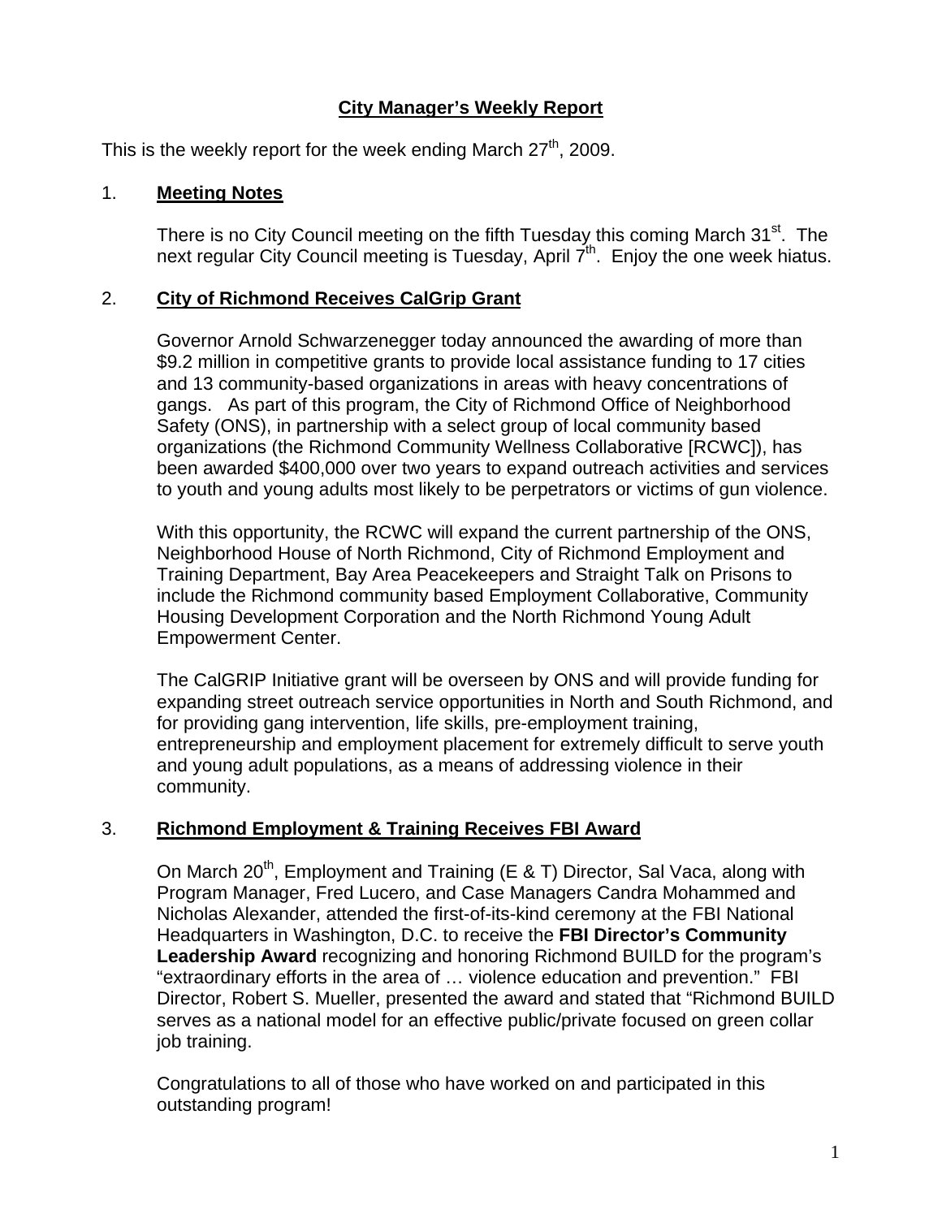# City Manager's Weekly Report

This is the weekly report for the week ending March 27th, 2009.

## 1. Meeting Notes

There is no City Council meeting on the fifth Tuesday this coming March 31st. The next regular City Council meeting is Tuesday, April 7th. Enjoy the one week hiatus.

## 2. City of Richmond Receives CalGrip Grant

Governor Arnold Schwarzenegger today announced the awarding of more than $9.2 million in competitive grants to provide local assistance funding to 17 cities and 13 community-based organizations in areas with heavy concentrations of gangs. As part of this program, the City of Richmond Office of Neighborhood Safety (ONS), in partnership with a select group of local community based organizations (the Richmond Community Wellness Collaborative [RCWC]), has been awarded $400,000 over two years to expand outreach activities and services to youth and young adults most likely to be perpetrators or victims of gun violence.

With this opportunity, the RCWC will expand the current partnership of the ONS, Neighborhood House of North Richmond, City of Richmond Employment and Training Department, Bay Area Peacekeepers and Straight Talk on Prisons to include the Richmond community based Employment Collaborative, Community Housing Development Corporation and the North Richmond Young Adult Empowerment Center.

The CalGRIP Initiative grant will be overseen by ONS and will provide funding for expanding street outreach service opportunities in North and South Richmond, and for providing gang intervention, life skills, pre-employment training, entrepreneurship and employment placement for extremely difficult to serve youth and young adult populations, as a means of addressing violence in their community.

## 3. Richmond Employment & Training Receives FBI Award

On March 20th, Employment and Training (E & T) Director, Sal Vaca, along with Program Manager, Fred Lucero, and Case Managers Candra Mohammed and Nicholas Alexander, attended the first-of-its-kind ceremony at the FBI National Headquarters in Washington, D.C. to receive the **FBI Director's Community Leadership Award** recognizing and honoring Richmond BUILD for the program's "extraordinary efforts in the area of … violence education and prevention." FBI Director, Robert S. Mueller, presented the award and stated that "Richmond BUILD serves as a national model for an effective public/private focused on green collar job training.

Congratulations to all of those who have worked on and participated in this outstanding program!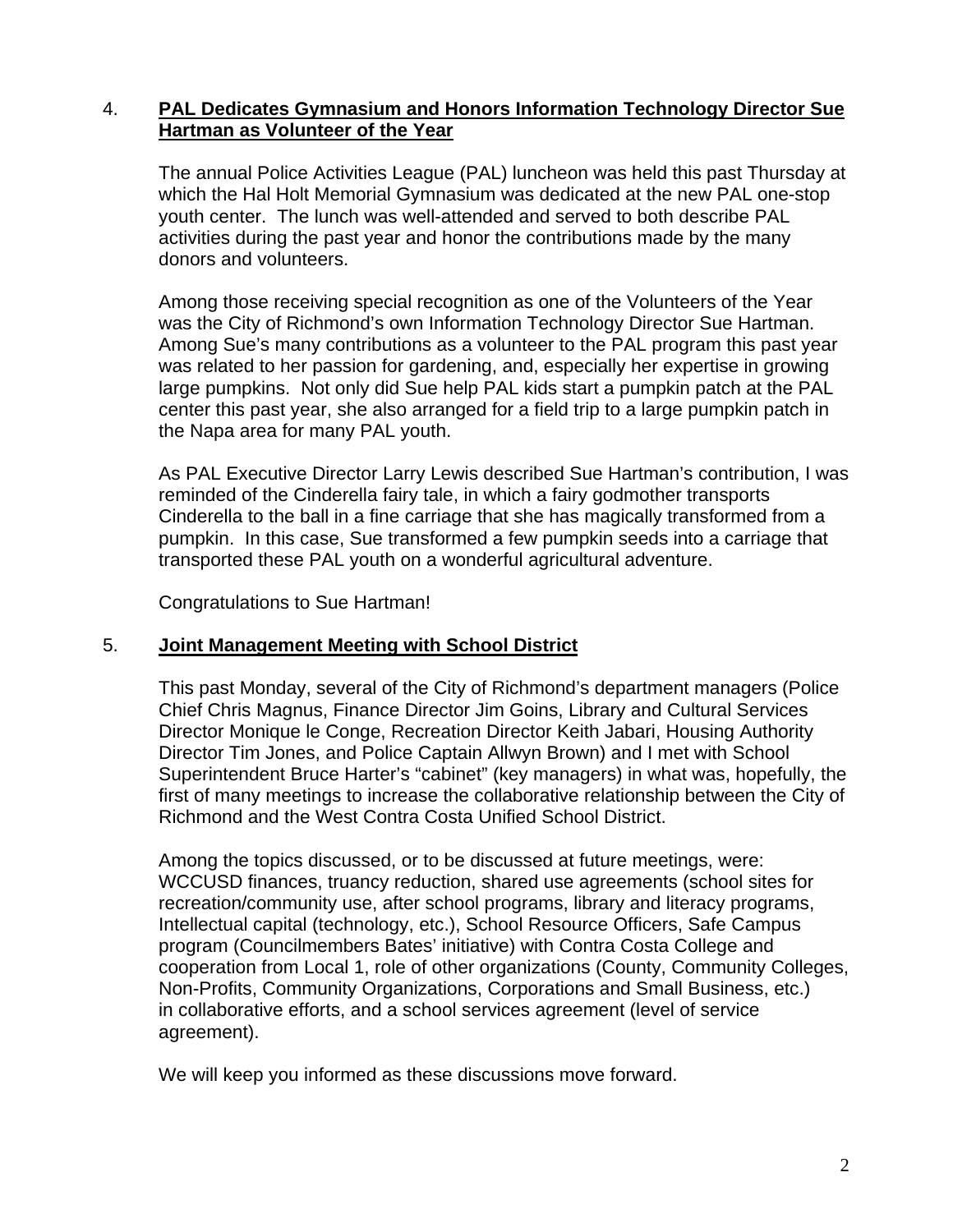4. **PAL Dedicates Gymnasium and Honors Information Technology Director Sue Hartman as Volunteer of the Year**

The annual Police Activities League (PAL) luncheon was held this past Thursday at which the Hal Holt Memorial Gymnasium was dedicated at the new PAL one-stop youth center. The lunch was well-attended and served to both describe PAL activities during the past year and honor the contributions made by the many donors and volunteers.

Among those receiving special recognition as one of the Volunteers of the Year was the City of Richmond's own Information Technology Director Sue Hartman. Among Sue's many contributions as a volunteer to the PAL program this past year was related to her passion for gardening, and, especially her expertise in growing large pumpkins. Not only did Sue help PAL kids start a pumpkin patch at the PAL center this past year, she also arranged for a field trip to a large pumpkin patch in the Napa area for many PAL youth.

As PAL Executive Director Larry Lewis described Sue Hartman's contribution, I was reminded of the Cinderella fairy tale, in which a fairy godmother transports Cinderella to the ball in a fine carriage that she has magically transformed from a pumpkin. In this case, Sue transformed a few pumpkin seeds into a carriage that transported these PAL youth on a wonderful agricultural adventure.

Congratulations to Sue Hartman!

5. **Joint Management Meeting with School District**

This past Monday, several of the City of Richmond's department managers (Police Chief Chris Magnus, Finance Director Jim Goins, Library and Cultural Services Director Monique le Conge, Recreation Director Keith Jabari, Housing Authority Director Tim Jones, and Police Captain Allwyn Brown) and I met with School Superintendent Bruce Harter's "cabinet" (key managers) in what was, hopefully, the first of many meetings to increase the collaborative relationship between the City of Richmond and the West Contra Costa Unified School District.

Among the topics discussed, or to be discussed at future meetings, were: WCCUSD finances, truancy reduction, shared use agreements (school sites for recreation/community use, after school programs, library and literacy programs, Intellectual capital (technology, etc.), School Resource Officers, Safe Campus program (Councilmembers Bates' initiative) with Contra Costa College and cooperation from Local 1, role of other organizations (County, Community Colleges, Non-Profits, Community Organizations, Corporations and Small Business, etc.) in collaborative efforts, and a school services agreement (level of service agreement).

We will keep you informed as these discussions move forward.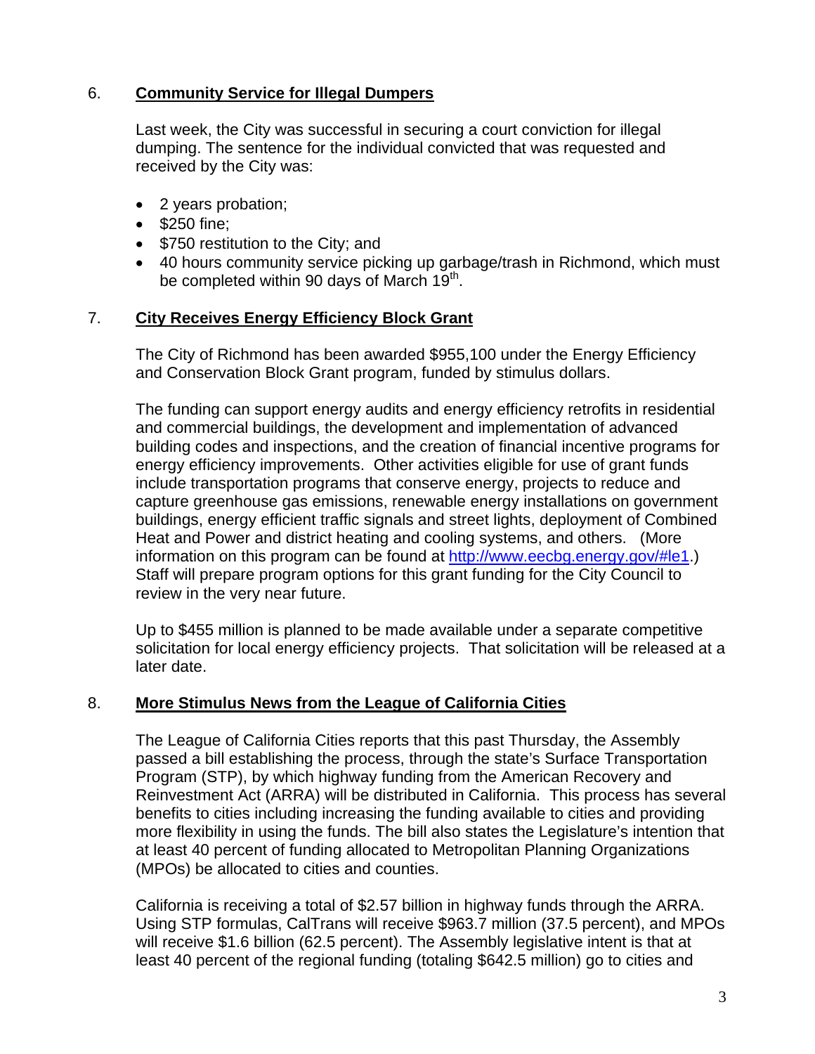6. **Community Service for Illegal Dumpers**

Last week, the City was successful in securing a court conviction for illegal dumping. The sentence for the individual convicted that was requested and received by the City was:

- 2 years probation;
- $250 fine;
- $750 restitution to the City; and
- 40 hours community service picking up garbage/trash in Richmond, which must be completed within 90 days of March 19th.

7. **City Receives Energy Efficiency Block Grant**

The City of Richmond has been awarded $955,100 under the Energy Efficiency and Conservation Block Grant program, funded by stimulus dollars.

The funding can support energy audits and energy efficiency retrofits in residential and commercial buildings, the development and implementation of advanced building codes and inspections, and the creation of financial incentive programs for energy efficiency improvements. Other activities eligible for use of grant funds include transportation programs that conserve energy, projects to reduce and capture greenhouse gas emissions, renewable energy installations on government buildings, energy efficient traffic signals and street lights, deployment of Combined Heat and Power and district heating and cooling systems, and others. (More information on this program can be found at http://www.eecbg.energy.gov/#le1.) Staff will prepare program options for this grant funding for the City Council to review in the very near future.

Up to $455 million is planned to be made available under a separate competitive solicitation for local energy efficiency projects. That solicitation will be released at a later date.

8. **More Stimulus News from the League of California Cities**

The League of California Cities reports that this past Thursday, the Assembly passed a bill establishing the process, through the state's Surface Transportation Program (STP), by which highway funding from the American Recovery and Reinvestment Act (ARRA) will be distributed in California. This process has several benefits to cities including increasing the funding available to cities and providing more flexibility in using the funds. The bill also states the Legislature's intention that at least 40 percent of funding allocated to Metropolitan Planning Organizations (MPOs) be allocated to cities and counties.

California is receiving a total of $2.57 billion in highway funds through the ARRA. Using STP formulas, CalTrans will receive $963.7 million (37.5 percent), and MPOs will receive $1.6 billion (62.5 percent). The Assembly legislative intent is that at least 40 percent of the regional funding (totaling $642.5 million) go to cities and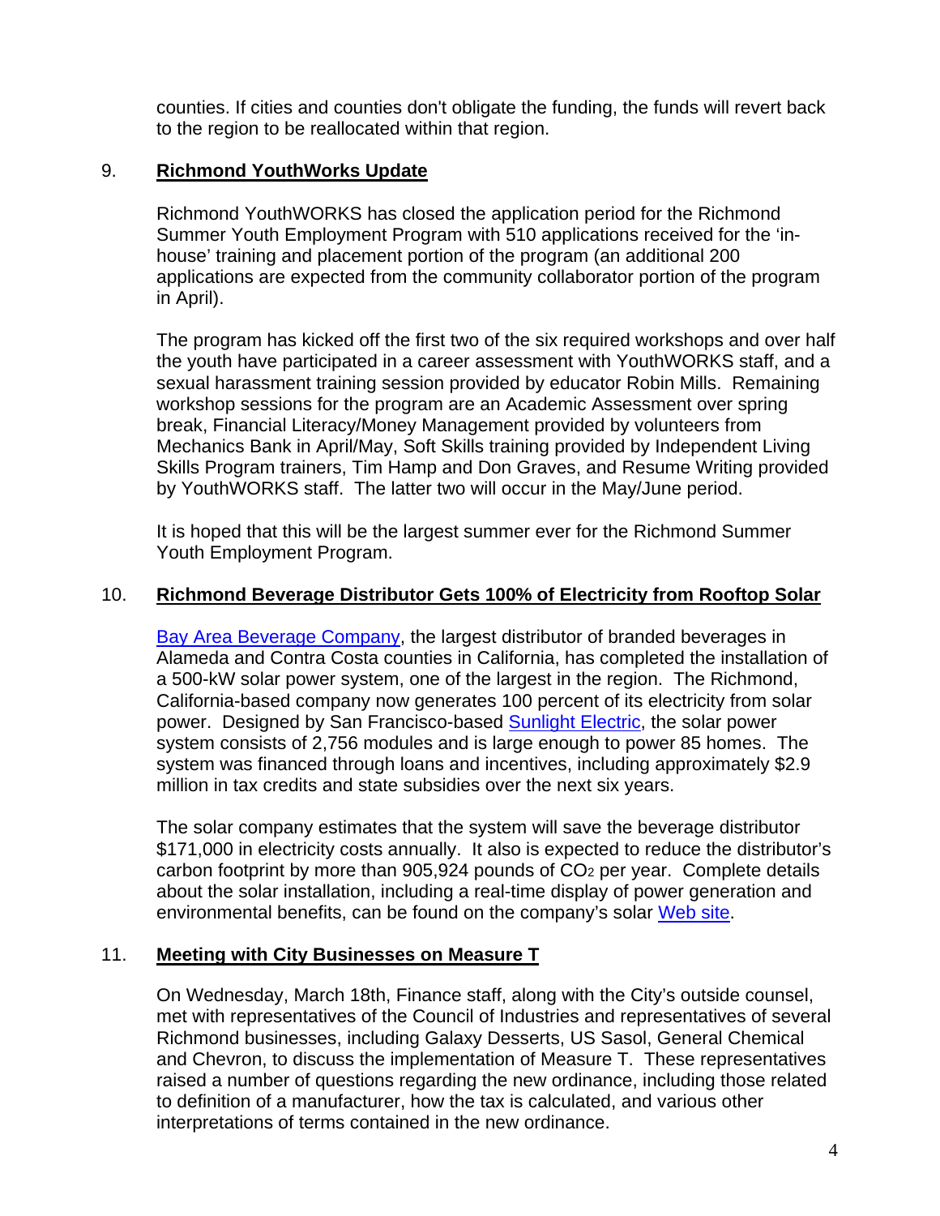counties. If cities and counties don't obligate the funding, the funds will revert back to the region to be reallocated within that region.

## 9. Richmond YouthWorks Update

Richmond YouthWORKS has closed the application period for the Richmond Summer Youth Employment Program with 510 applications received for the 'in-house' training and placement portion of the program (an additional 200 applications are expected from the community collaborator portion of the program in April).

The program has kicked off the first two of the six required workshops and over half the youth have participated in a career assessment with YouthWORKS staff, and a sexual harassment training session provided by educator Robin Mills. Remaining workshop sessions for the program are an Academic Assessment over spring break, Financial Literacy/Money Management provided by volunteers from Mechanics Bank in April/May, Soft Skills training provided by Independent Living Skills Program trainers, Tim Hamp and Don Graves, and Resume Writing provided by YouthWORKS staff. The latter two will occur in the May/June period.

It is hoped that this will be the largest summer ever for the Richmond Summer Youth Employment Program.

## 10. Richmond Beverage Distributor Gets 100% of Electricity from Rooftop Solar

Bay Area Beverage Company, the largest distributor of branded beverages in Alameda and Contra Costa counties in California, has completed the installation of a 500-kW solar power system, one of the largest in the region. The Richmond, California-based company now generates 100 percent of its electricity from solar power. Designed by San Francisco-based Sunlight Electric, the solar power system consists of 2,756 modules and is large enough to power 85 homes. The system was financed through loans and incentives, including approximately $2.9 million in tax credits and state subsidies over the next six years.

The solar company estimates that the system will save the beverage distributor $171,000 in electricity costs annually. It also is expected to reduce the distributor's carbon footprint by more than 905,924 pounds of $CO_2$ per year. Complete details about the solar installation, including a real-time display of power generation and environmental benefits, can be found on the company's solar Web site.

## 11. Meeting with City Businesses on Measure T

On Wednesday, March 18th, Finance staff, along with the City's outside counsel, met with representatives of the Council of Industries and representatives of several Richmond businesses, including Galaxy Desserts, US Sasol, General Chemical and Chevron, to discuss the implementation of Measure T. These representatives raised a number of questions regarding the new ordinance, including those related to definition of a manufacturer, how the tax is calculated, and various other interpretations of terms contained in the new ordinance.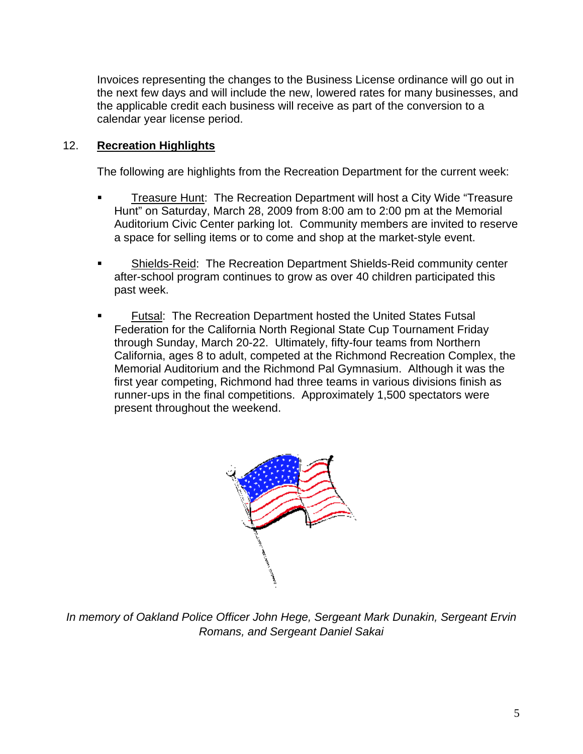Invoices representing the changes to the Business License ordinance will go out in the next few days and will include the new, lowered rates for many businesses, and the applicable credit each business will receive as part of the conversion to a calendar year license period.

12. **Recreation Highlights**

The following are highlights from the Recreation Department for the current week:

- Treasure Hunt: The Recreation Department will host a City Wide "Treasure Hunt" on Saturday, March 28, 2009 from 8:00 am to 2:00 pm at the Memorial Auditorium Civic Center parking lot. Community members are invited to reserve a space for selling items or to come and shop at the market-style event.

- Shields-Reid: The Recreation Department Shields-Reid community center after-school program continues to grow as over 40 children participated this past week.

- Futsal: The Recreation Department hosted the United States Futsal Federation for the California North Regional State Cup Tournament Friday through Sunday, March 20-22. Ultimately, fifty-four teams from Northern California, ages 8 to adult, competed at the Richmond Recreation Complex, the Memorial Auditorium and the Richmond Pal Gymnasium. Although it was the first year competing, Richmond had three teams in various divisions finish as runner-ups in the final competitions. Approximately 1,500 spectators were present throughout the weekend.

*In memory of Oakland Police Officer John Hege, Sergeant Mark Dunakin, Sergeant Ervin Romans, and Sergeant Daniel Sakai*